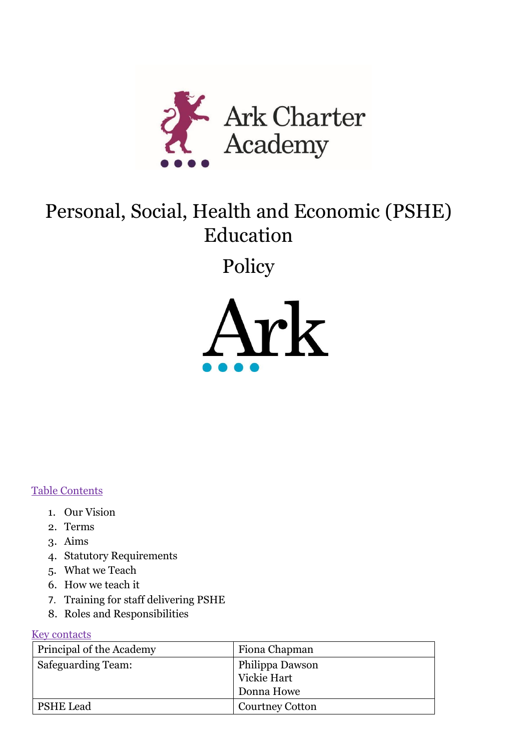Ark Charter Academy

# Personal, Social, Health and Economic (PSHE) Education

# Policy

Ark

Table Contents

1. Our Vision
2. Terms
3. Aims
4. Statutory Requirements
5. What we Teach
6. How we teach it
7. Training for staff delivering PSHE
8. Roles and Responsibilities

Key contacts

| Principal of the Academy | Fiona Chapman |
|---|---|
| Safeguarding Team: | Philippa Dawson<br>Vickie Hart<br>Donna Howe |
| PSHE Lead | Courtney Cotton |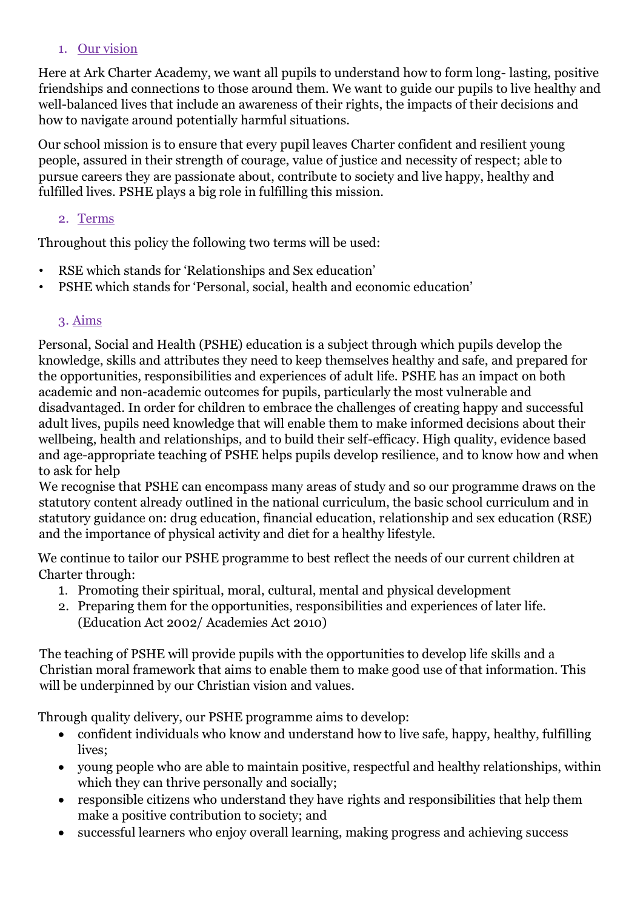## 1. Our vision

Here at Ark Charter Academy, we want all pupils to understand how to form long- lasting, positive friendships and connections to those around them. We want to guide our pupils to live healthy and well-balanced lives that include an awareness of their rights, the impacts of their decisions and how to navigate around potentially harmful situations.

Our school mission is to ensure that every pupil leaves Charter confident and resilient young people, assured in their strength of courage, value of justice and necessity of respect; able to pursue careers they are passionate about, contribute to society and live happy, healthy and fulfilled lives. PSHE plays a big role in fulfilling this mission.

## 2. Terms

Throughout this policy the following two terms will be used:

- RSE which stands for 'Relationships and Sex education'
- PSHE which stands for 'Personal, social, health and economic education'

## 3. Aims

Personal, Social and Health (PSHE) education is a subject through which pupils develop the knowledge, skills and attributes they need to keep themselves healthy and safe, and prepared for the opportunities, responsibilities and experiences of adult life. PSHE has an impact on both academic and non-academic outcomes for pupils, particularly the most vulnerable and disadvantaged. In order for children to embrace the challenges of creating happy and successful adult lives, pupils need knowledge that will enable them to make informed decisions about their wellbeing, health and relationships, and to build their self-efficacy. High quality, evidence based and age-appropriate teaching of PSHE helps pupils develop resilience, and to know how and when to ask for help

We recognise that PSHE can encompass many areas of study and so our programme draws on the statutory content already outlined in the national curriculum, the basic school curriculum and in statutory guidance on: drug education, financial education, relationship and sex education (RSE) and the importance of physical activity and diet for a healthy lifestyle.

We continue to tailor our PSHE programme to best reflect the needs of our current children at Charter through:

1. Promoting their spiritual, moral, cultural, mental and physical development
2. Preparing them for the opportunities, responsibilities and experiences of later life. (Education Act 2002/ Academies Act 2010)

The teaching of PSHE will provide pupils with the opportunities to develop life skills and a Christian moral framework that aims to enable them to make good use of that information. This will be underpinned by our Christian vision and values.

Through quality delivery, our PSHE programme aims to develop:

- confident individuals who know and understand how to live safe, happy, healthy, fulfilling lives;
- young people who are able to maintain positive, respectful and healthy relationships, within which they can thrive personally and socially;
- responsible citizens who understand they have rights and responsibilities that help them make a positive contribution to society; and
- successful learners who enjoy overall learning, making progress and achieving success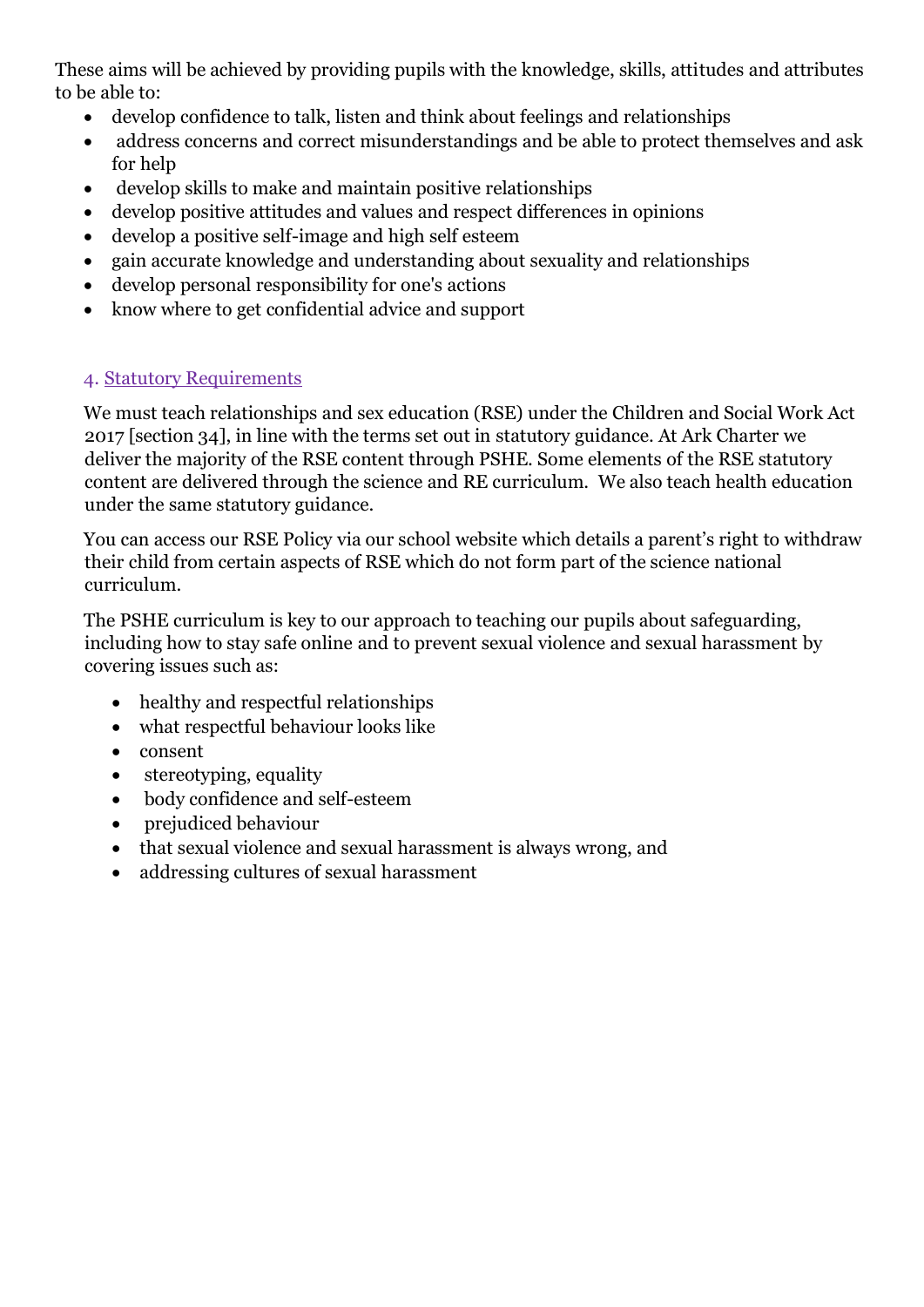These aims will be achieved by providing pupils with the knowledge, skills, attitudes and attributes to be able to:

- develop confidence to talk, listen and think about feelings and relationships
- address concerns and correct misunderstandings and be able to protect themselves and ask for help
- develop skills to make and maintain positive relationships
- develop positive attitudes and values and respect differences in opinions
- develop a positive self-image and high self esteem
- gain accurate knowledge and understanding about sexuality and relationships
- develop personal responsibility for one's actions
- know where to get confidential advice and support

## 4. Statutory Requirements

We must teach relationships and sex education (RSE) under the Children and Social Work Act 2017 [section 34], in line with the terms set out in statutory guidance. At Ark Charter we deliver the majority of the RSE content through PSHE. Some elements of the RSE statutory content are delivered through the science and RE curriculum. We also teach health education under the same statutory guidance.

You can access our RSE Policy via our school website which details a parent's right to withdraw their child from certain aspects of RSE which do not form part of the science national curriculum.

The PSHE curriculum is key to our approach to teaching our pupils about safeguarding, including how to stay safe online and to prevent sexual violence and sexual harassment by covering issues such as:

- healthy and respectful relationships
- what respectful behaviour looks like
- consent
- stereotyping, equality
- body confidence and self-esteem
- prejudiced behaviour
- that sexual violence and sexual harassment is always wrong, and
- addressing cultures of sexual harassment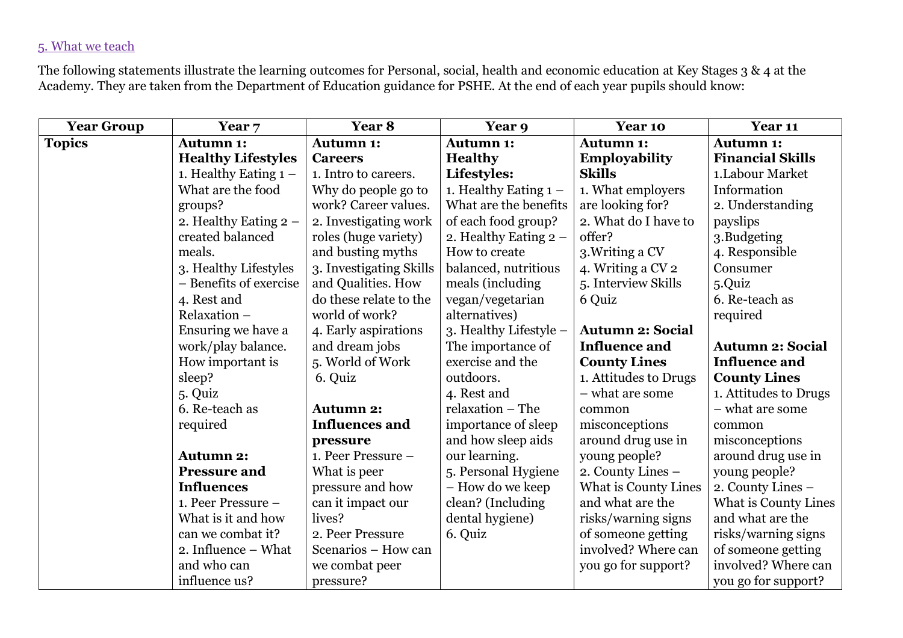## 5. What we teach

The following statements illustrate the learning outcomes for Personal, social, health and economic education at Key Stages 3 & 4 at the Academy. They are taken from the Department of Education guidance for PSHE. At the end of each year pupils should know:

| Year Group | Year 7 | Year 8 | Year 9 | Year 10 | Year 11 |
|---|---|---|---|---|---|
| **Topics** | **Autumn 1: Healthy Lifestyles**<br>1. Healthy Eating 1 – What are the food groups?<br>2. Healthy Eating 2 – created balanced meals.<br>3. Healthy Lifestyles – Benefits of exercise<br>4. Rest and Relaxation – Ensuring we have a work/play balance. How important is sleep?<br>5. Quiz<br>6. Re-teach as required<br><br>**Autumn 2: Pressure and Influences**<br>1. Peer Pressure – What is it and how can we combat it?<br>2. Influence – What and who can influence us? | **Autumn 1: Careers**<br>1. Intro to careers. Why do people go to work? Career values.<br>2. Investigating work roles (huge variety) and busting myths<br>3. Investigating Skills and Qualities. How do these relate to the world of work?<br>4. Early aspirations and dream jobs<br>5. World of Work<br>6. Quiz<br><br>**Autumn 2: Influences and pressure**<br>1. Peer Pressure – What is peer pressure and how can it impact our lives?<br>2. Peer Pressure Scenarios – How can we combat peer pressure? | **Autumn 1: Healthy Lifestyles:**<br>1. Healthy Eating 1 – What are the benefits of each food group?<br>2. Healthy Eating 2 – How to create balanced, nutritious meals (including vegan/vegetarian alternatives)<br>3. Healthy Lifestyle – The importance of exercise and the outdoors.<br>4. Rest and relaxation – The importance of sleep and how sleep aids our learning.<br>5. Personal Hygiene – How do we keep clean? (Including dental hygiene)<br>6. Quiz | **Autumn 1: Employability Skills**<br>1. What employers are looking for?<br>2. What do I have to offer?<br>3.Writing a CV<br>4. Writing a CV 2<br>5. Interview Skills<br>6 Quiz<br><br>**Autumn 2: Social Influence and County Lines**<br>1. Attitudes to Drugs – what are some common misconceptions around drug use in young people?<br>2. County Lines – What is County Lines and what are the risks/warning signs of someone getting involved? Where can you go for support? | **Autumn 1: Financial Skills**<br>1.Labour Market Information<br>2. Understanding payslips<br>3.Budgeting<br>4. Responsible Consumer<br>5.Quiz<br>6. Re-teach as required<br><br>**Autumn 2: Social Influence and County Lines**<br>1. Attitudes to Drugs – what are some common misconceptions around drug use in young people?<br>2. County Lines – What is County Lines and what are the risks/warning signs of someone getting involved? Where can you go for support? |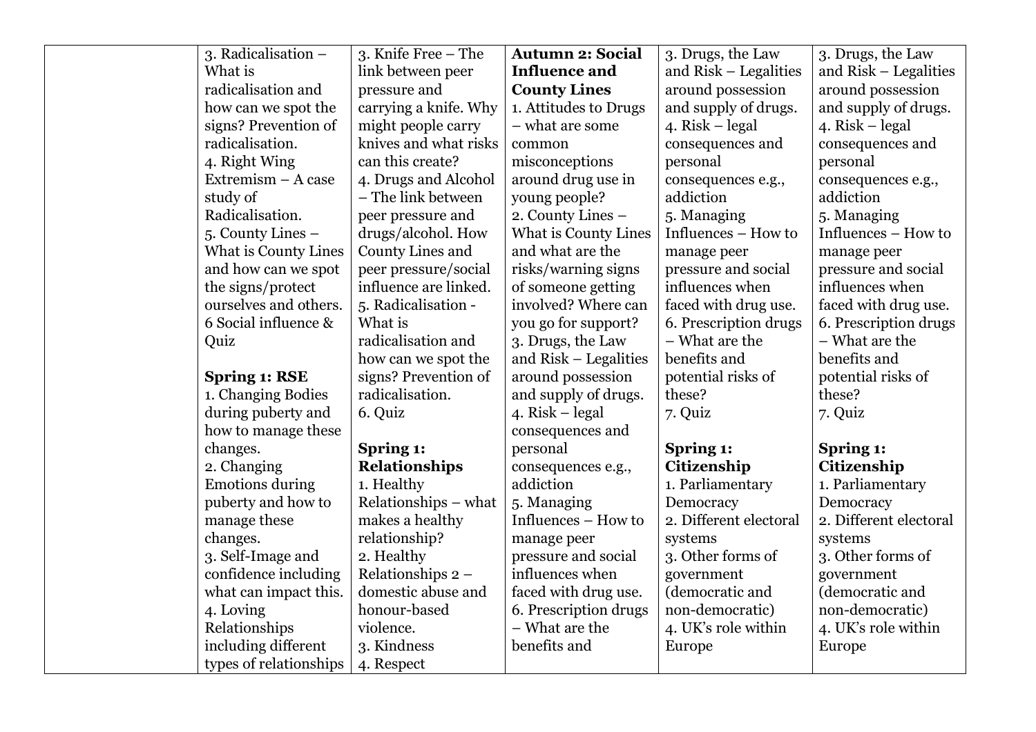| | | | | | |
|---|---|---|---|---|---|
| | 3. Radicalisation – What is radicalisation and how can we spot the signs? Prevention of radicalisation.<br>4. Right Wing Extremism – A case study of Radicalisation.<br>5. County Lines – What is County Lines and how can we spot the signs/protect ourselves and others.<br>6 Social influence & Quiz<br><br>**Spring 1: RSE**<br>1. Changing Bodies during puberty and how to manage these changes.<br>2. Changing Emotions during puberty and how to manage these changes.<br>3. Self-Image and confidence including what can impact this.<br>4. Loving Relationships including different types of relationships | 3. Knife Free – The link between peer pressure and carrying a knife. Why might people carry knives and what risks can this create?<br>4. Drugs and Alcohol – The link between peer pressure and drugs/alcohol. How County Lines and peer pressure/social influence are linked.<br>5. Radicalisation - What is radicalisation and how can we spot the signs? Prevention of radicalisation.<br>6. Quiz<br><br>**Spring 1: Relationships**<br>1. Healthy Relationships – what makes a healthy relationship?<br>2. Healthy Relationships 2 – domestic abuse and honour-based violence.<br>3. Kindness<br>4. Respect | **Autumn 2: Social Influence and County Lines**<br>1. Attitudes to Drugs – what are some common misconceptions around drug use in young people?<br>2. County Lines – What is County Lines and what are the risks/warning signs of someone getting involved? Where can you go for support?<br>3. Drugs, the Law and Risk – Legalities around possession and supply of drugs.<br>4. Risk – legal consequences and personal consequences e.g., addiction<br>5. Managing Influences – How to manage peer pressure and social influences when faced with drug use.<br>6. Prescription drugs – What are the benefits and | 3. Drugs, the Law and Risk – Legalities around possession and supply of drugs.<br>4. Risk – legal consequences and personal consequences e.g., addiction<br>5. Managing Influences – How to manage peer pressure and social influences when faced with drug use.<br>6. Prescription drugs – What are the benefits and potential risks of these?<br>7. Quiz<br><br>**Spring 1: Citizenship**<br>1. Parliamentary Democracy<br>2. Different electoral systems<br>3. Other forms of government (democratic and non-democratic)<br>4. UK's role within Europe | 3. Drugs, the Law and Risk – Legalities around possession and supply of drugs.<br>4. Risk – legal consequences and personal consequences e.g., addiction<br>5. Managing Influences – How to manage peer pressure and social influences when faced with drug use.<br>6. Prescription drugs – What are the benefits and potential risks of these?<br>7. Quiz<br><br>**Spring 1: Citizenship**<br>1. Parliamentary Democracy<br>2. Different electoral systems<br>3. Other forms of government (democratic and non-democratic)<br>4. UK's role within Europe |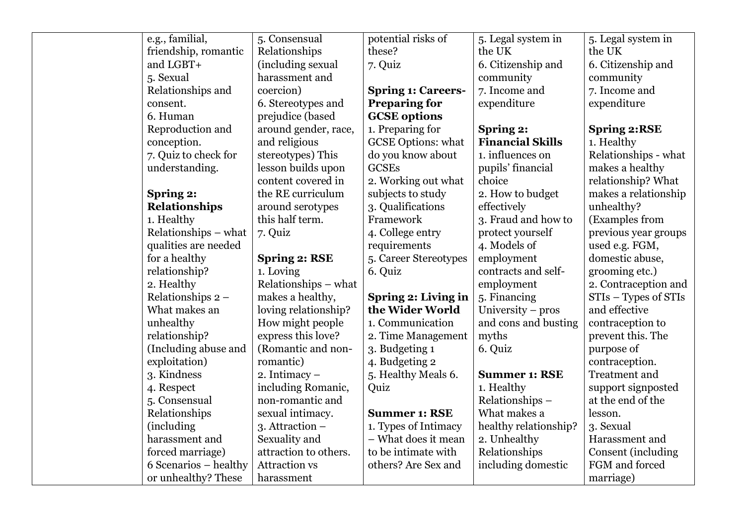| | | | | | |
|---|---|---|---|---|---|
| | e.g., familial, friendship, romantic and LGBT+<br>5. Sexual Relationships and consent.<br>6. Human Reproduction and conception.<br>7. Quiz to check for understanding.<br><br>**Spring 2: Relationships**<br>1. Healthy Relationships – what qualities are needed for a healthy relationship?<br>2. Healthy Relationships 2 – What makes an unhealthy relationship? (Including abuse and exploitation)<br>3. Kindness<br>4. Respect<br>5. Consensual Relationships (including harassment and forced marriage)<br>6 Scenarios – healthy or unhealthy? These | 5. Consensual Relationships (including sexual harassment and coercion)<br>6. Stereotypes and prejudice (based around gender, race, and religious stereotypes) This lesson builds upon content covered in the RE curriculum around serotypes this half term.<br>7. Quiz<br><br>**Spring 2: RSE**<br>1. Loving Relationships – what makes a healthy, loving relationship? How might people express this love? (Romantic and non-romantic)<br>2. Intimacy – including Romanic, non-romantic and sexual intimacy.<br>3. Attraction – Sexuality and attraction to others. Attraction vs harassment | potential risks of these?<br>7. Quiz<br><br>**Spring 1: Careers- Preparing for GCSE options**<br>1. Preparing for GCSE Options: what do you know about GCSEs<br>2. Working out what subjects to study<br>3. Qualifications Framework<br>4. College entry requirements<br>5. Career Stereotypes<br>6. Quiz<br><br>**Spring 2: Living in the Wider World**<br>1. Communication<br>2. Time Management<br>3. Budgeting 1<br>4. Budgeting 2<br>5. Healthy Meals 6. Quiz<br><br>**Summer 1: RSE**<br>1. Types of Intimacy – What does it mean to be intimate with others? Are Sex and | 5. Legal system in the UK<br>6. Citizenship and community<br>7. Income and expenditure<br><br>**Spring 2: Financial Skills**<br>1. influences on pupils' financial choice<br>2. How to budget effectively<br>3. Fraud and how to protect yourself<br>4. Models of employment contracts and self-employment<br>5. Financing University – pros and cons and busting myths<br>6. Quiz<br><br>**Summer 1: RSE**<br>1. Healthy Relationships – What makes a healthy relationship?<br>2. Unhealthy Relationships including domestic | 5. Legal system in the UK<br>6. Citizenship and community<br>7. Income and expenditure<br><br>**Spring 2:RSE**<br>1. Healthy Relationships - what makes a healthy relationship? What makes a relationship unhealthy? (Examples from previous year groups used e.g. FGM, domestic abuse, grooming etc.)<br>2. Contraception and STIs – Types of STIs and effective contraception to prevent this. The purpose of contraception. Treatment and support signposted at the end of the lesson.<br>3. Sexual Harassment and Consent (including FGM and forced marriage) |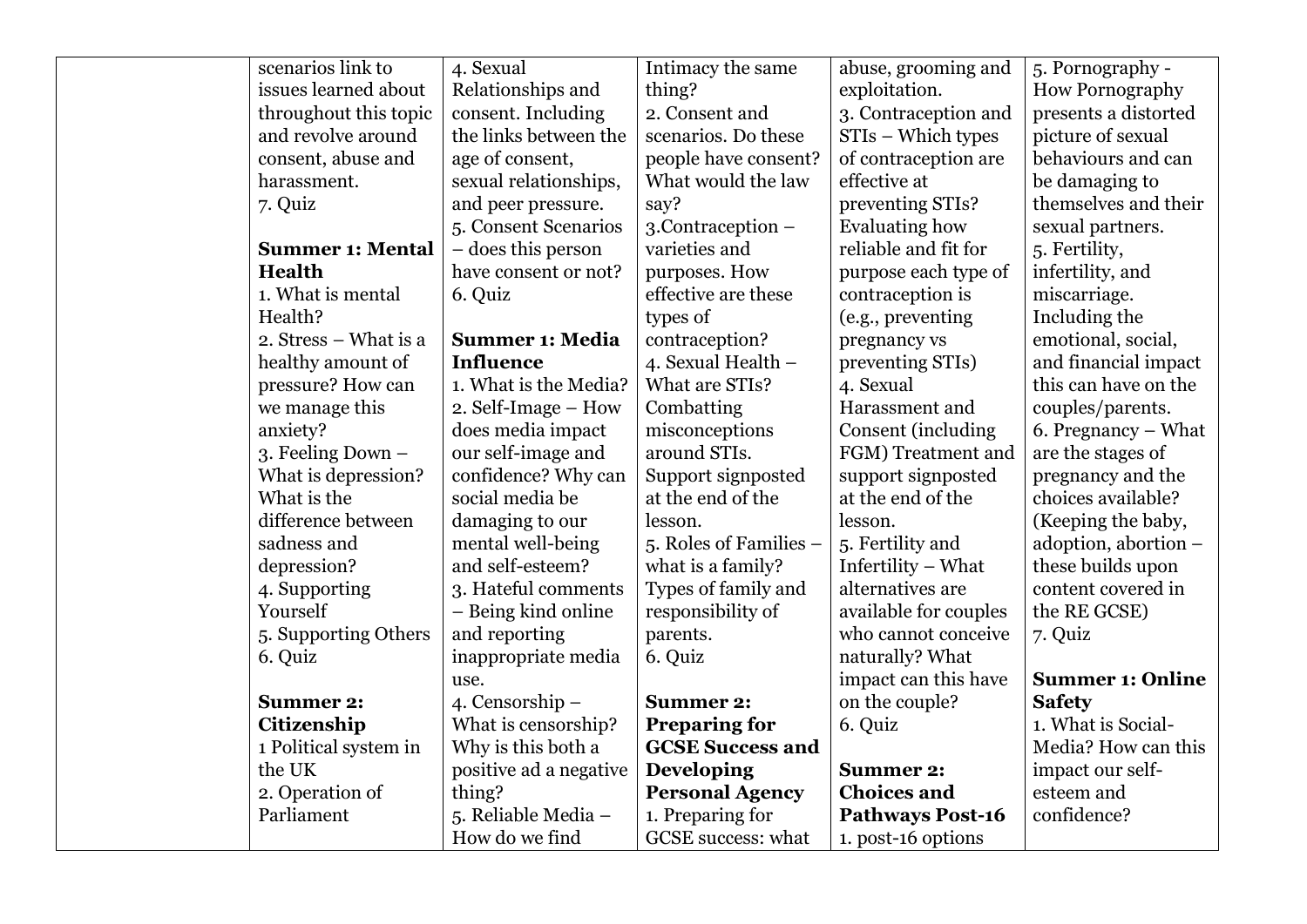|  | scenarios link to issues learned about throughout this topic and revolve around consent, abuse and harassment.<br>7. Quiz<br><br>**Summer 1: Mental Health**<br>1. What is mental Health?<br>2. Stress – What is a healthy amount of pressure? How can we manage this anxiety?<br>3. Feeling Down – What is depression? What is the difference between sadness and depression?<br>4. Supporting Yourself<br>5. Supporting Others<br>6. Quiz<br><br>**Summer 2: Citizenship**<br>1 Political system in the UK<br>2. Operation of Parliament | 4. Sexual Relationships and consent. Including the links between the age of consent, sexual relationships, and peer pressure.<br>5. Consent Scenarios – does this person have consent or not?<br>6. Quiz<br><br>**Summer 1: Media Influence**<br>1. What is the Media?<br>2. Self-Image – How does media impact our self-image and confidence? Why can social media be damaging to our mental well-being and self-esteem?<br>3. Hateful comments – Being kind online and reporting inappropriate media use.<br>4. Censorship – What is censorship? Why is this both a positive ad a negative thing?<br>5. Reliable Media – How do we find | Intimacy the same thing?<br>2. Consent and scenarios. Do these people have consent? What would the law say?<br>3.Contraception – varieties and purposes. How effective are these types of contraception?<br>4. Sexual Health – What are STIs? Combatting misconceptions around STIs. Support signposted at the end of the lesson.<br>5. Roles of Families – what is a family? Types of family and responsibility of parents.<br>6. Quiz<br><br>**Summer 2: Preparing for GCSE Success and Developing Personal Agency**<br>1. Preparing for GCSE success: what | abuse, grooming and exploitation.<br>3. Contraception and STIs – Which types of contraception are effective at preventing STIs? Evaluating how reliable and fit for purpose each type of contraception is (e.g., preventing pregnancy vs preventing STIs)<br>4. Sexual Harassment and Consent (including FGM) Treatment and support signposted at the end of the lesson.<br>5. Fertility and Infertility – What alternatives are available for couples who cannot conceive naturally? What impact can this have on the couple?<br>6. Quiz<br><br>**Summer 2: Choices and Pathways Post-16**<br>1. post-16 options | 5. Pornography - How Pornography presents a distorted picture of sexual behaviours and can be damaging to themselves and their sexual partners.<br>5. Fertility, infertility, and miscarriage. Including the emotional, social, and financial impact this can have on the couples/parents.<br>6. Pregnancy – What are the stages of pregnancy and the choices available? (Keeping the baby, adoption, abortion – these builds upon content covered in the RE GCSE)<br>7. Quiz<br><br>**Summer 1: Online Safety**<br>1. What is Social-Media? How can this impact our self-esteem and confidence? |
|---|---|---|---|---|---|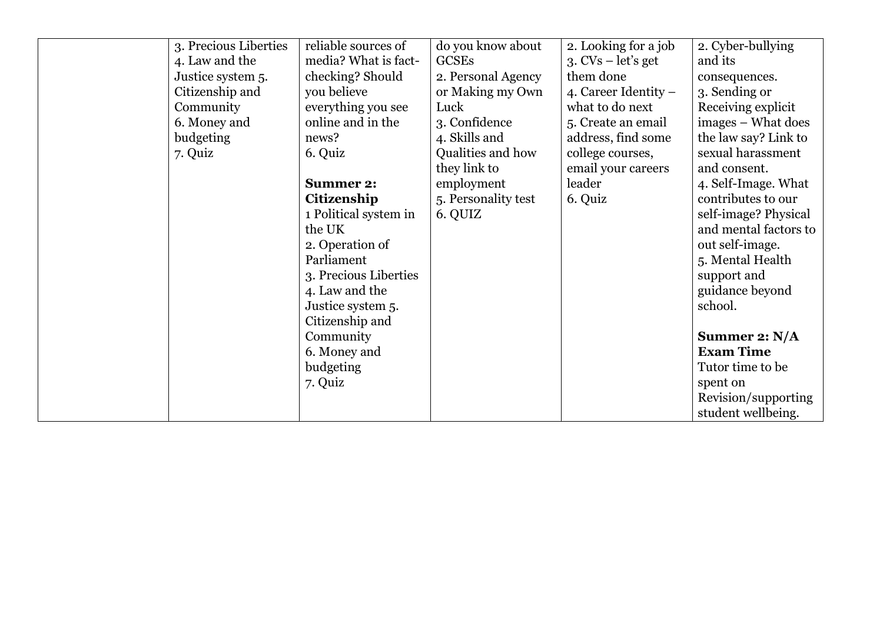| | | | | | |
|---|---|---|---|---|---|
| | 3. Precious Liberties<br>4. Law and the Justice system 5. Citizenship and Community<br>6. Money and budgeting<br>7. Quiz | reliable sources of media? What is fact-checking? Should you believe everything you see online and in the news?<br>6. Quiz<br><br>**Summer 2: Citizenship**<br>1 Political system in the UK<br>2. Operation of Parliament<br>3. Precious Liberties<br>4. Law and the Justice system 5. Citizenship and Community<br>6. Money and budgeting<br>7. Quiz | do you know about GCSEs<br>2. Personal Agency or Making my Own Luck<br>3. Confidence<br>4. Skills and Qualities and how they link to employment<br>5. Personality test<br>6. QUIZ | 2. Looking for a job<br>3. CVs – let's get them done<br>4. Career Identity – what to do next<br>5. Create an email address, find some college courses, email your careers leader<br>6. Quiz | 2. Cyber-bullying and its consequences.<br>3. Sending or Receiving explicit images – What does the law say? Link to sexual harassment and consent.<br>4. Self-Image. What contributes to our self-image? Physical and mental factors to out self-image.<br>5. Mental Health support and guidance beyond school.<br><br>**Summer 2: N/A Exam Time**<br>Tutor time to be spent on Revision/supporting student wellbeing. |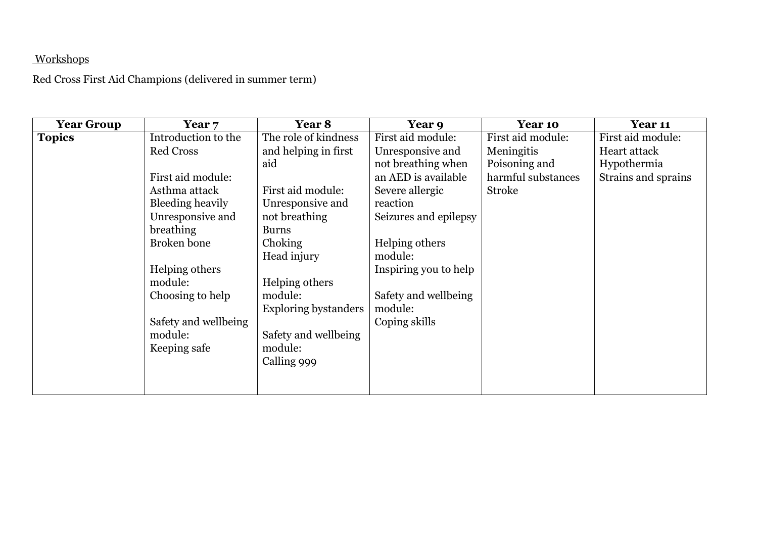<u>Workshops</u>

Red Cross First Aid Champions (delivered in summer term)

| **Year Group** | **Year 7** | **Year 8** | **Year 9** | **Year 10** | **Year 11** |
|---|---|---|---|---|---|
| **Topics** | Introduction to the Red Cross<br><br>First aid module:<br>Asthma attack<br>Bleeding heavily<br>Unresponsive and breathing<br>Broken bone<br><br>Helping others module:<br>Choosing to help<br><br>Safety and wellbeing module:<br>Keeping safe | The role of kindness and helping in first aid<br><br>First aid module:<br>Unresponsive and not breathing<br>Burns<br>Choking<br>Head injury<br><br>Helping others module:<br>Exploring bystanders<br><br>Safety and wellbeing module:<br>Calling 999 | First aid module:<br>Unresponsive and not breathing when an AED is available<br>Severe allergic reaction<br>Seizures and epilepsy<br><br>Helping others module:<br>Inspiring you to help<br><br>Safety and wellbeing module:<br>Coping skills | First aid module:<br>Meningitis<br>Poisoning and harmful substances<br>Stroke | First aid module:<br>Heart attack<br>Hypothermia<br>Strains and sprains |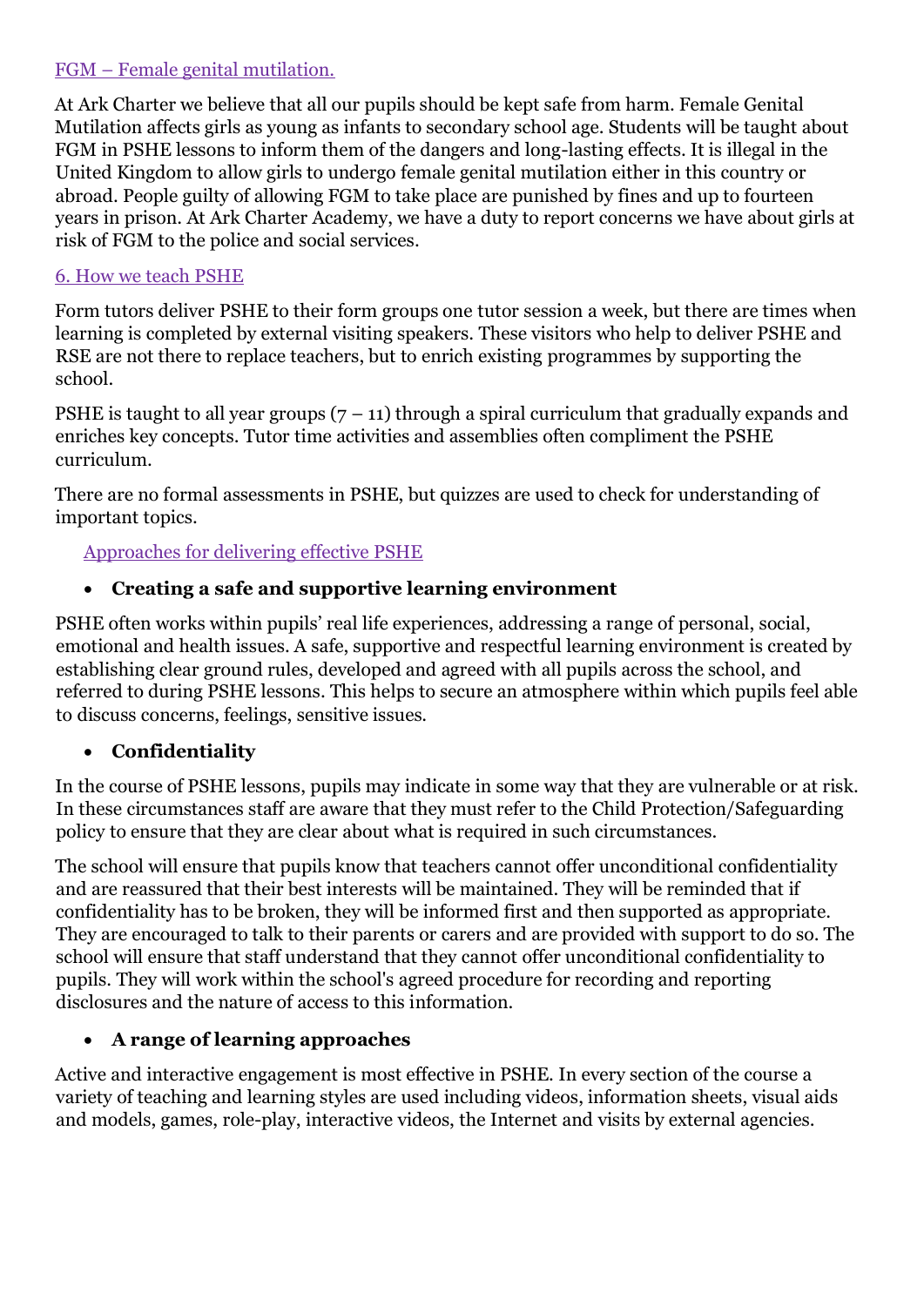## FGM – Female genital mutilation.

At Ark Charter we believe that all our pupils should be kept safe from harm. Female Genital Mutilation affects girls as young as infants to secondary school age. Students will be taught about FGM in PSHE lessons to inform them of the dangers and long-lasting effects. It is illegal in the United Kingdom to allow girls to undergo female genital mutilation either in this country or abroad. People guilty of allowing FGM to take place are punished by fines and up to fourteen years in prison. At Ark Charter Academy, we have a duty to report concerns we have about girls at risk of FGM to the police and social services.

## 6. How we teach PSHE

Form tutors deliver PSHE to their form groups one tutor session a week, but there are times when learning is completed by external visiting speakers. These visitors who help to deliver PSHE and RSE are not there to replace teachers, but to enrich existing programmes by supporting the school.

PSHE is taught to all year groups (7 – 11) through a spiral curriculum that gradually expands and enriches key concepts. Tutor time activities and assemblies often compliment the PSHE curriculum.

There are no formal assessments in PSHE, but quizzes are used to check for understanding of important topics.

### Approaches for delivering effective PSHE

- **Creating a safe and supportive learning environment**

PSHE often works within pupils' real life experiences, addressing a range of personal, social, emotional and health issues. A safe, supportive and respectful learning environment is created by establishing clear ground rules, developed and agreed with all pupils across the school, and referred to during PSHE lessons. This helps to secure an atmosphere within which pupils feel able to discuss concerns, feelings, sensitive issues.

- **Confidentiality**

In the course of PSHE lessons, pupils may indicate in some way that they are vulnerable or at risk. In these circumstances staff are aware that they must refer to the Child Protection/Safeguarding policy to ensure that they are clear about what is required in such circumstances.

The school will ensure that pupils know that teachers cannot offer unconditional confidentiality and are reassured that their best interests will be maintained. They will be reminded that if confidentiality has to be broken, they will be informed first and then supported as appropriate. They are encouraged to talk to their parents or carers and are provided with support to do so. The school will ensure that staff understand that they cannot offer unconditional confidentiality to pupils. They will work within the school's agreed procedure for recording and reporting disclosures and the nature of access to this information.

- **A range of learning approaches**

Active and interactive engagement is most effective in PSHE. In every section of the course a variety of teaching and learning styles are used including videos, information sheets, visual aids and models, games, role-play, interactive videos, the Internet and visits by external agencies.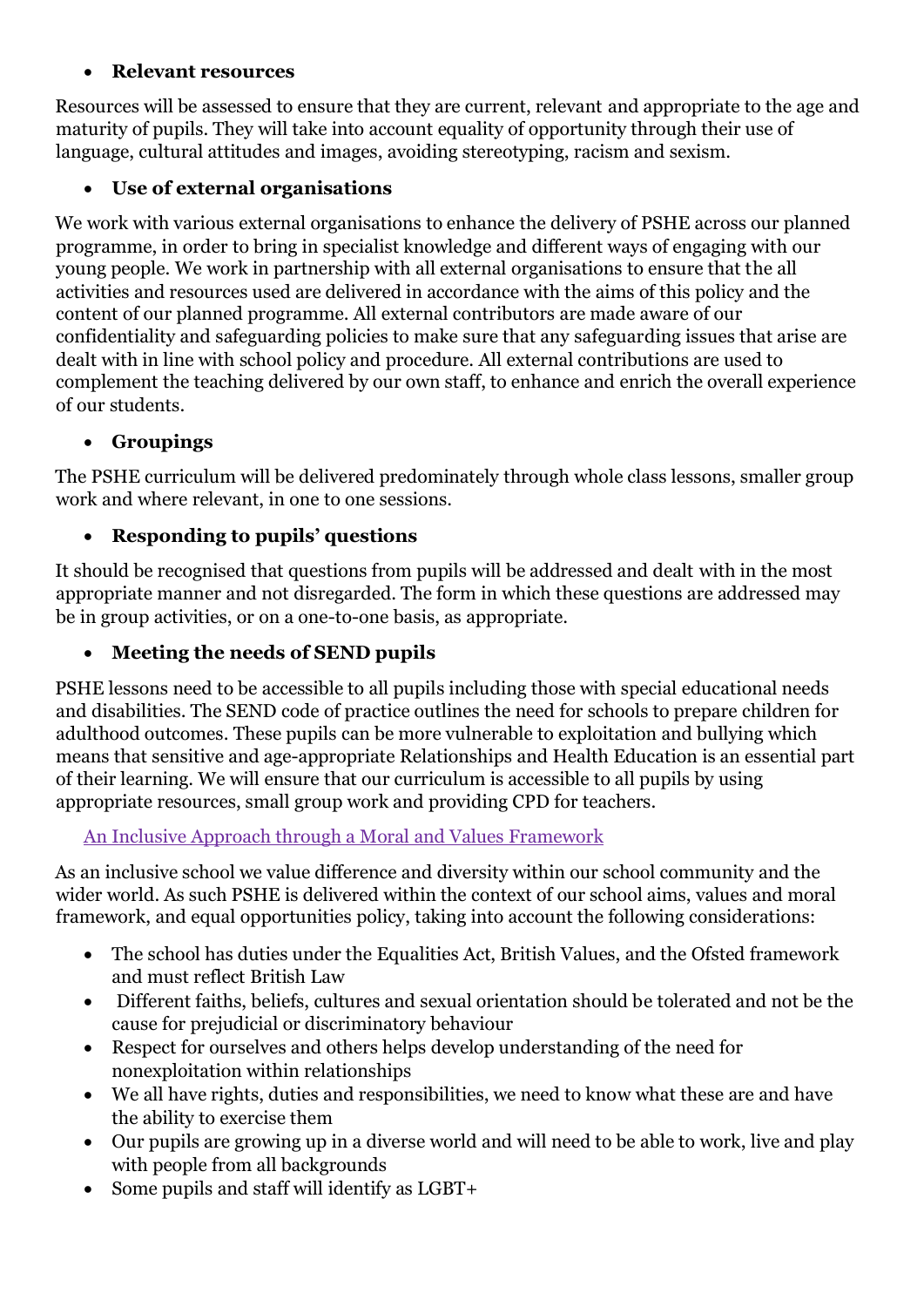- **Relevant resources**

Resources will be assessed to ensure that they are current, relevant and appropriate to the age and maturity of pupils. They will take into account equality of opportunity through their use of language, cultural attitudes and images, avoiding stereotyping, racism and sexism.

- **Use of external organisations**

We work with various external organisations to enhance the delivery of PSHE across our planned programme, in order to bring in specialist knowledge and different ways of engaging with our young people. We work in partnership with all external organisations to ensure that the all activities and resources used are delivered in accordance with the aims of this policy and the content of our planned programme. All external contributors are made aware of our confidentiality and safeguarding policies to make sure that any safeguarding issues that arise are dealt with in line with school policy and procedure. All external contributions are used to complement the teaching delivered by our own staff, to enhance and enrich the overall experience of our students.

- **Groupings**

The PSHE curriculum will be delivered predominately through whole class lessons, smaller group work and where relevant, in one to one sessions.

- **Responding to pupils' questions**

It should be recognised that questions from pupils will be addressed and dealt with in the most appropriate manner and not disregarded. The form in which these questions are addressed may be in group activities, or on a one-to-one basis, as appropriate.

- **Meeting the needs of SEND pupils**

PSHE lessons need to be accessible to all pupils including those with special educational needs and disabilities. The SEND code of practice outlines the need for schools to prepare children for adulthood outcomes. These pupils can be more vulnerable to exploitation and bullying which means that sensitive and age-appropriate Relationships and Health Education is an essential part of their learning. We will ensure that our curriculum is accessible to all pupils by using appropriate resources, small group work and providing CPD for teachers.

## An Inclusive Approach through a Moral and Values Framework

As an inclusive school we value difference and diversity within our school community and the wider world. As such PSHE is delivered within the context of our school aims, values and moral framework, and equal opportunities policy, taking into account the following considerations:

- The school has duties under the Equalities Act, British Values, and the Ofsted framework and must reflect British Law
- Different faiths, beliefs, cultures and sexual orientation should be tolerated and not be the cause for prejudicial or discriminatory behaviour
- Respect for ourselves and others helps develop understanding of the need for nonexploitation within relationships
- We all have rights, duties and responsibilities, we need to know what these are and have the ability to exercise them
- Our pupils are growing up in a diverse world and will need to be able to work, live and play with people from all backgrounds
- Some pupils and staff will identify as LGBT+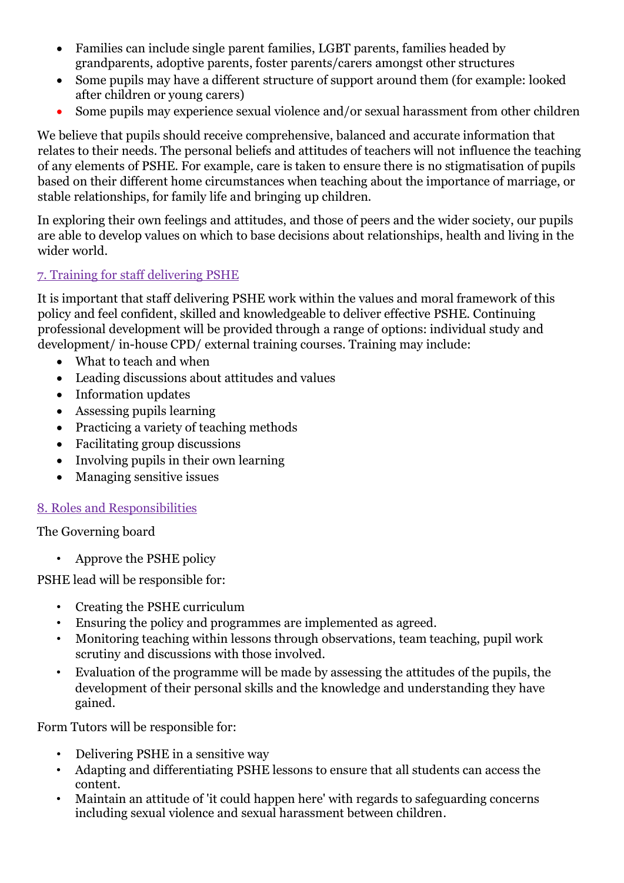- Families can include single parent families, LGBT parents, families headed by grandparents, adoptive parents, foster parents/carers amongst other structures
- Some pupils may have a different structure of support around them (for example: looked after children or young carers)
- Some pupils may experience sexual violence and/or sexual harassment from other children

We believe that pupils should receive comprehensive, balanced and accurate information that relates to their needs. The personal beliefs and attitudes of teachers will not influence the teaching of any elements of PSHE. For example, care is taken to ensure there is no stigmatisation of pupils based on their different home circumstances when teaching about the importance of marriage, or stable relationships, for family life and bringing up children.

In exploring their own feelings and attitudes, and those of peers and the wider society, our pupils are able to develop values on which to base decisions about relationships, health and living in the wider world.

## 7. Training for staff delivering PSHE

It is important that staff delivering PSHE work within the values and moral framework of this policy and feel confident, skilled and knowledgeable to deliver effective PSHE. Continuing professional development will be provided through a range of options: individual study and development/ in-house CPD/ external training courses. Training may include:

- What to teach and when
- Leading discussions about attitudes and values
- Information updates
- Assessing pupils learning
- Practicing a variety of teaching methods
- Facilitating group discussions
- Involving pupils in their own learning
- Managing sensitive issues

## 8. Roles and Responsibilities

The Governing board

- Approve the PSHE policy

PSHE lead will be responsible for:

- Creating the PSHE curriculum
- Ensuring the policy and programmes are implemented as agreed.
- Monitoring teaching within lessons through observations, team teaching, pupil work scrutiny and discussions with those involved.
- Evaluation of the programme will be made by assessing the attitudes of the pupils, the development of their personal skills and the knowledge and understanding they have gained.

Form Tutors will be responsible for:

- Delivering PSHE in a sensitive way
- Adapting and differentiating PSHE lessons to ensure that all students can access the content.
- Maintain an attitude of 'it could happen here' with regards to safeguarding concerns including sexual violence and sexual harassment between children.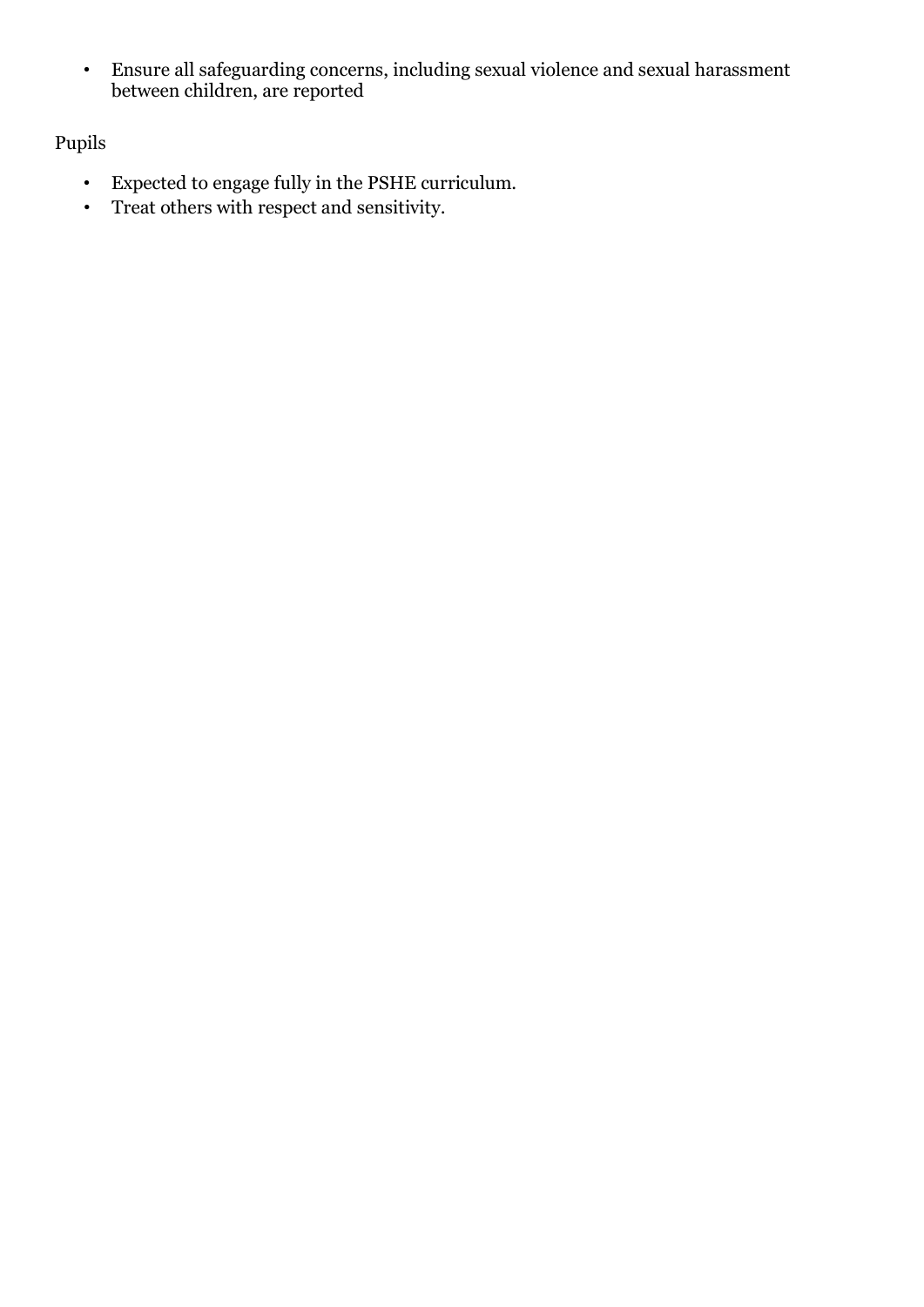- Ensure all safeguarding concerns, including sexual violence and sexual harassment between children, are reported

Pupils

- Expected to engage fully in the PSHE curriculum.
- Treat others with respect and sensitivity.